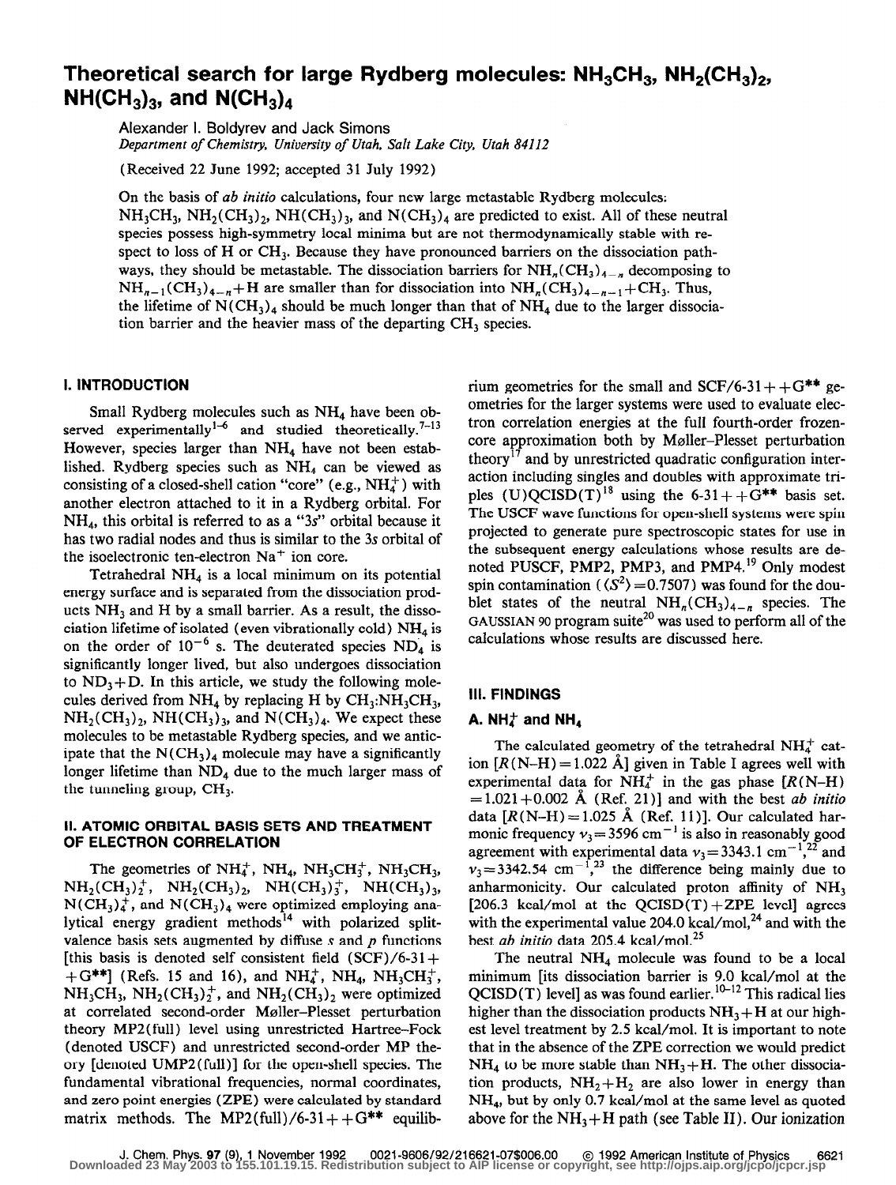# Theoretical search for large Rydberg molecules: $NH_3CH_3$, $NH_2(CH_3)_2$, $NH(CH_3)_3$, and $N(CH_3)_4$

Alexander I. Boldyrev and Jack Simons
*Department of Chemistry, University of Utah, Salt Lake City, Utah 84112*

(Received 22 June 1992; accepted 31 July 1992)

On the basis of *ab initio* calculations, four new large metastable Rydberg molecules: $NH_3CH_3$, $NH_2(CH_3)_2$, $NH(CH_3)_3$, and $N(CH_3)_4$ are predicted to exist. All of these neutral species possess high-symmetry local minima but are not thermodynamically stable with respect to loss of H or $CH_3$. Because they have pronounced barriers on the dissociation pathways, they should be metastable. The dissociation barriers for $NH_n(CH_3)_{4-n}$ decomposing to $NH_{n-1}(CH_3)_{4-n}+H$ are smaller than for dissociation into $NH_n(CH_3)_{4-n-1}+CH_3$. Thus, the lifetime of $N(CH_3)_4$ should be much longer than that of $NH_4$ due to the larger dissociation barrier and the heavier mass of the departing $CH_3$ species.

## I. INTRODUCTION

Small Rydberg molecules such as $NH_4$ have been observed experimentally[1–6] and studied theoretically.[7–13] However, species larger than $NH_4$ have not been established. Rydberg species such as $NH_4$ can be viewed as consisting of a closed-shell cation "core" (e.g., $NH_4^+$) with another electron attached to it in a Rydberg orbital. For $NH_4$, this orbital is referred to as a "3*s*" orbital because it has two radial nodes and thus is similar to the 3*s* orbital of the isoelectronic ten-electron $Na^+$ ion core.

Tetrahedral $NH_4$ is a local minimum on its potential energy surface and is separated from the dissociation products $NH_3$ and H by a small barrier. As a result, the dissociation lifetime of isolated (even vibrationally cold) $NH_4$ is on the order of $10^{-6}$ s. The deuterated species $ND_4$ is significantly longer lived, but also undergoes dissociation to $ND_3+D$. In this article, we study the following molecules derived from $NH_4$ by replacing H by $CH_3$:$NH_3CH_3$, $NH_2(CH_3)_2$, $NH(CH_3)_3$, and $N(CH_3)_4$. We expect these molecules to be metastable Rydberg species, and we anticipate that the $N(CH_3)_4$ molecule may have a significantly longer lifetime than $ND_4$ due to the much larger mass of the tunneling group, $CH_3$.

## II. ATOMIC ORBITAL BASIS SETS AND TREATMENT OF ELECTRON CORRELATION

The geometries of $NH_4^+$, $NH_4$, $NH_3CH_3^+$, $NH_3CH_3$, $NH_2(CH_3)_2^+$, $NH_2(CH_3)_2$, $NH(CH_3)_3^+$, $NH(CH_3)_3$, $N(CH_3)_4^+$, and $N(CH_3)_4$ were optimized employing analytical energy gradient methods[14] with polarized split-valence basis sets augmented by diffuse *s* and *p* functions [this basis is denoted self consistent field (SCF)/6-31++G**] (Refs. 15 and 16), and $NH_4^+$, $NH_4$, $NH_3CH_3^+$, $NH_3CH_3$, $NH_2(CH_3)_2^+$, and $NH_2(CH_3)_2$ were optimized at correlated second-order Møller–Plesset perturbation theory MP2(full) level using unrestricted Hartree–Fock (denoted USCF) and unrestricted second-order MP theory [denoted UMP2(full)] for the open-shell species. The fundamental vibrational frequencies, normal coordinates, and zero point energies (ZPE) were calculated by standard matrix methods. The MP2(full)/6-31++G** equilibrium geometries for the small and SCF/6-31++G** geometries for the larger systems were used to evaluate electron correlation energies at the full fourth-order frozen-core approximation both by Møller–Plesset perturbation theory[17] and by unrestricted quadratic configuration interaction including singles and doubles with approximate triples (U)QCISD(T)[18] using the 6-31++G** basis set. The USCF wave functions for open-shell systems were spin projected to generate pure spectroscopic states for use in the subsequent energy calculations whose results are denoted PUSCF, PMP2, PMP3, and PMP4.[19] Only modest spin contamination ($\langle S^2\rangle=0.7507$) was found for the doublet states of the neutral $NH_n(CH_3)_{4-n}$ species. The GAUSSIAN 90 program suite[20] was used to perform all of the calculations whose results are discussed here.

## III. FINDINGS

### A. $NH_4^+$ and $NH_4$

The calculated geometry of the tetrahedral $NH_4^+$ cation [$R(N–H)=1.022$ Å] given in Table I agrees well with experimental data for $NH_4^+$ in the gas phase [$R(N–H)=1.021+0.002$ Å (Ref. 21)] and with the best *ab initio* data [$R(N–H)=1.025$ Å (Ref. 11)]. Our calculated harmonic frequency $\nu_3=3596$ cm$^{-1}$ is also in reasonably good agreement with experimental data $\nu_3=3343.1$ cm$^{-1}$,[22] and $\nu_3=3342.54$ cm$^{-1}$,[23] the difference being mainly due to anharmonicity. Our calculated proton affinity of $NH_3$ [206.3 kcal/mol at the QCISD(T)+ZPE level] agrees with the experimental value 204.0 kcal/mol,[24] and with the best *ab initio* data 205.4 kcal/mol.[25]

The neutral $NH_4$ molecule was found to be a local minimum [its dissociation barrier is 9.0 kcal/mol at the QCISD(T) level] as was found earlier.[10–12] This radical lies higher than the dissociation products $NH_3+H$ at our highest level treatment by 2.5 kcal/mol. It is important to note that in the absence of the ZPE correction we would predict $NH_4$ to be more stable than $NH_3+H$. The other dissociation products, $NH_2+H_2$ are also lower in energy than $NH_4$, but by only 0.7 kcal/mol at the same level as quoted above for the $NH_3+H$ path (see Table II). Our ionization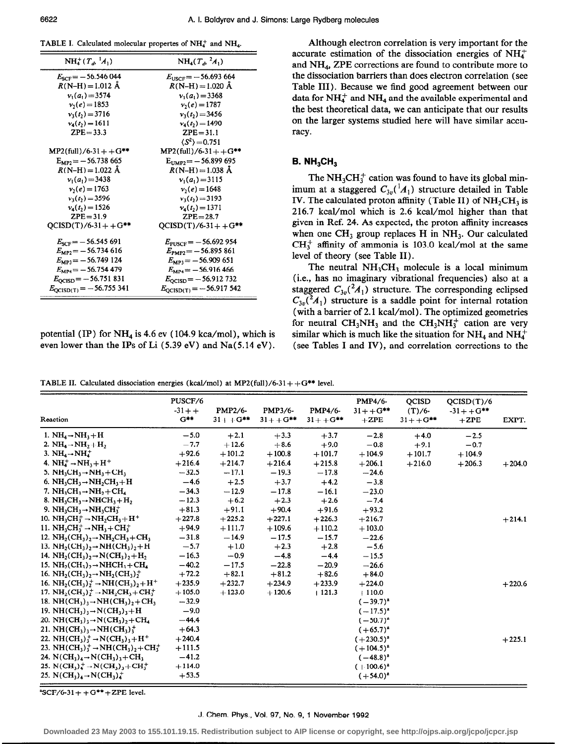TABLE I. Calculated molecular propertes of $NH_4^+$ and $NH_4$.

| $NH_4^+(T_d, {}^1A_1)$ | $NH_4(T_d, {}^2A_1)$ |
|---|---|
| $E_{SCF} = -56.546\,044$ | $E_{USCF} = -56.693\,664$ |
| $R(N–H) = 1.012$ Å | $R(N–H) = 1.020$ Å |
| $\nu_1(a_1) = 3574$ | $\nu_1(a_1) = 3368$ |
| $\nu_2(e) = 1853$ | $\nu_2(e) = 1787$ |
| $\nu_3(t_2) = 3716$ | $\nu_3(t_2) = 3456$ |
| $\nu_4(t_2) = 1611$ | $\nu_4(t_2) = 1490$ |
| ZPE = 33.3 | ZPE = 31.1 |
| | $\langle S^2 \rangle = 0.751$ |
| MP2(full)/6-31++G** | MP2(full)/6-31++G** |
| $E_{MP2} = -56.738\,665$ | $E_{UMP2} = -56.899\,695$ |
| $R(N–H) = 1.022$ Å | $R(N–H) = 1.038$ Å |
| $\nu_1(a_1) = 3438$ | $\nu_1(a_1) = 3115$ |
| $\nu_2(e) = 1763$ | $\nu_2(e) = 1648$ |
| $\nu_3(t_2) = 3596$ | $\nu_3(t_2) = 3193$ |
| $\nu_4(t_2) = 1526$ | $\nu_4(t_2) = 1371$ |
| ZPE = 31.9 | ZPE = 28.7 |
| QCISD(T)/6-31++G** | QCISD(T)/6-31++G** |
| $E_{SCF} = -56.545\,691$ | $E_{PUSCF} = -56.692\,954$ |
| $E_{MP2} = -56.734\,616$ | $E_{PMP2} = -56.895\,861$ |
| $E_{MP3} = -56.749\,124$ | $E_{MP3} = -56.909\,651$ |
| $E_{MP4} = -56.754\,479$ | $E_{MP4} = -56.916\,466$ |
| $E_{QCISD} = -56.751\,831$ | $E_{QCISD} = -56.912\,732$ |
| $E_{QCISD(T)} = -56.755\,341$ | $E_{QCISD(T)} = -56.917\,542$ |

potential (IP) for $NH_4$ is 4.6 ev (104.9 kca/mol), which is even lower than the IPs of Li (5.39 eV) and Na(5.14 eV).

Although electron correlation is very important for the accurate estimation of the dissociation energies of $NH_4^+$ and $NH_4$, ZPE corrections are found to contribute more to the dissociation barriers than does electron correlation (see Table III). Because we find good agreement between our data for $NH_4^+$ and $NH_4$ and the available experimental and the best theoretical data, we can anticipate that our results on the larger systems studied here will have similar accuracy.

## B. $NH_3CH_3$

The $NH_3CH_3^+$ cation was found to have its global minimum at a staggered $C_{3v}({}^1A_1)$ structure detailed in Table IV. The calculated proton affinity (Table II) of $NH_2CH_3$ is 216.7 kcal/mol which is 2.6 kcal/mol higher than that given in Ref. 24. As expected, the proton affinity increases when one $CH_3$ group replaces H in $NH_3$. Our calculated $CH_3^+$ affinity of ammonia is 103.0 kcal/mol at the same level of theory (see Table II).

The neutral $NH_3CH_3$ molecule is a local minimum (i.e., has no imaginary vibrational frequencies) also at a staggered $C_{3v}({}^2A_1)$ structure. The corresponding eclipsed $C_{3v}({}^2A_1)$ structure is a saddle point for internal rotation (with a barrier of 2.1 kcal/mol). The optimized geometries for neutral $CH_3NH_3$ and the $CH_3NH_3^+$ cation are very similar which is much like the situation for $NH_4$ and $NH_4^+$ (see Tables I and IV), and correlation corrections to the

TABLE II. Calculated dissociation energies (kcal/mol) at MP2(full)/6-31++G** level.

| Reaction | PUSCF/6-31++G** | PMP2/6-31++G** | PMP3/6-31++G** | PMP4/6-31++G** | PMP4/6-31++G** +ZPE | QCISD(T)/6-31++G** | QCISD(T)/6-31++G** +ZPE | EXPT. |
|---|---|---|---|---|---|---|---|---|
| 1. $NH_4 \rightarrow NH_3 + H$ | −5.0 | +2.1 | +3.3 | +3.7 | −2.8 | +4.0 | −2.5 | |
| 2. $NH_4 \rightarrow NH_2 + H_2$ | −7.7 | +12.6 | +8.6 | +9.0 | −0.8 | +9.1 | −0.7 | |
| 3. $NH_4 \rightarrow NH_4^+$ | +92.6 | +101.2 | +100.8 | +101.7 | +104.9 | +101.7 | +104.9 | |
| 4. $NH_4^+ \rightarrow NH_3 + H^+$ | +216.4 | +214.7 | +216.4 | +215.8 | +206.1 | +216.0 | +206.3 | +204.0 |
| 5. $NH_3CH_3 \rightarrow NH_3 + CH_3$ | −32.5 | −17.1 | −19.3 | −17.8 | −24.6 | | | |
| 6. $NH_3CH_3 \rightarrow NH_2CH_3 + H$ | −4.6 | +2.5 | +3.7 | +4.2 | −3.8 | | | |
| 7. $NH_3CH_3 \rightarrow NH_2 + CH_4$ | −34.3 | −12.9 | −17.8 | −16.1 | −23.0 | | | |
| 8. $NH_3CH_3 \rightarrow NHCH_3 + H_2$ | −12.3 | +6.2 | +2.3 | +2.6 | −7.4 | | | |
| 9. $NH_3CH_3 \rightarrow NH_3CH_3^+$ | +81.3 | +91.1 | +90.4 | +91.6 | +93.2 | | | |
| 10. $NH_3CH_3^+ \rightarrow NH_2CH_3 + H^+$ | +227.8 | +225.2 | +227.1 | +226.3 | +216.7 | | | +214.1 |
| 11. $NH_3CH_3^+ \rightarrow NH_3 + CH_3^+$ | +94.9 | +111.7 | +109.6 | +110.2 | +103.0 | | | |
| 12. $NH_2(CH_3)_2 \rightarrow NH_2CH_3 + CH_3$ | −31.8 | −14.9 | −17.5 | −15.7 | −22.6 | | | |
| 13. $NH_2(CH_3)_2 \rightarrow NH(CH_3)_2 + H$ | −5.7 | +1.0 | +2.3 | +2.8 | −5.6 | | | |
| 14. $NH_2(CH_3)_2 \rightarrow N(CH_3)_2 + H_2$ | −16.3 | −0.9 | −4.8 | −4.4 | −15.5 | | | |
| 15. $NH_2(CH_3)_2 \rightarrow NHCH_3 + CH_4$ | −40.2 | −17.5 | −22.8 | −20.9 | −26.6 | | | |
| 16. $NH_2(CH_3)_2 \rightarrow NH_2(CH_3)_2^+$ | +72.2 | +82.1 | +81.2 | +82.6 | +84.0 | | | |
| 16. $NH_2(CH_3)_2^+ \rightarrow NH(CH_3)_2 + H^+$ | +235.9 | +232.7 | +234.9 | +233.9 | +224.0 | | | +220.6 |
| 17. $NH_2(CH_3)_2^+ \rightarrow NH_2CH_3 + CH_3^+$ | +105.0 | +123.0 | +120.6 | +121.3 | +110.0 | | | |
| 18. $NH(CH_3)_3 \rightarrow NH(CH_3)_2 + CH_3$ | −32.9 | | | | $(-39.7)^a$ | | | |
| 19. $NH(CH_3)_3 \rightarrow N(CH_3)_3 + H$ | −9.0 | | | | $(-17.5)^a$ | | | |
| 20. $NH(CH_3)_3 \rightarrow N(CH_3)_2 + CH_4$ | −44.4 | | | | $(-50.7)^a$ | | | |
| 21. $NH(CH_3)_3 \rightarrow NH(CH_3)_3^+$ | +64.3 | | | | $(+65.7)^a$ | | | |
| 22. $NH(CH_3)_3^+ \rightarrow N(CH_3)_3 + H^+$ | +240.4 | | | | $(+230.5)^a$ | | | +225.1 |
| 23. $NH(CH_3)_3^+ \rightarrow NH(CH_3)_2 + CH_3^+$ | +111.5 | | | | $(+104.5)^a$ | | | |
| 24. $N(CH_3)_4 \rightarrow N(CH_3)_3 + CH_3$ | −41.2 | | | | $(-48.8)^a$ | | | |
| 25. $N(CH_3)_4^+ \rightarrow N(CH_3)_3 + CH_3^+$ | +114.0 | | | | $(+100.6)^a$ | | | |
| 25. $N(CH_3)_4 \rightarrow N(CH_3)_4^+$ | +53.5 | | | | $(+54.0)^a$ | | | |

$^a$SCF/6-31++G**+ZPE level.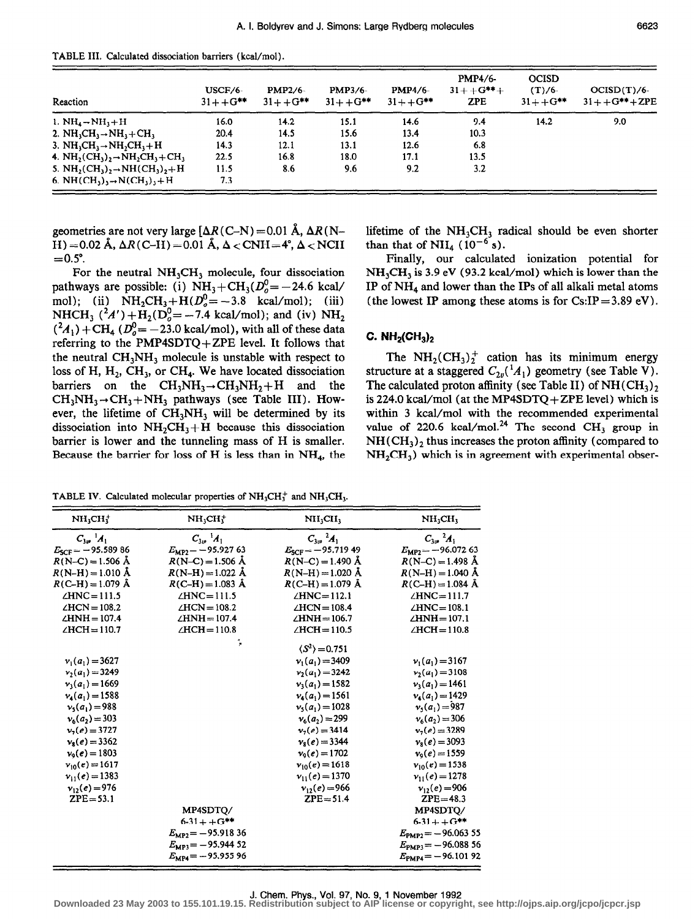TABLE III. Calculated dissociation barriers (kcal/mol).

| Reaction | USCF/6-31++G** | PMP2/6-31++G** | PMP3/6-31++G** | PMP4/6-31++G** | PMP4/6-31++G**+ZPE | OCISD(T)/6-31++G** | OCISD(T)/6-31++G**+ZPE |
|---|---|---|---|---|---|---|---|
| 1. $NH_4 \rightarrow NH_3+H$ | 16.0 | 14.2 | 15.1 | 14.6 | 9.4 | 14.2 | 9.0 |
| 2. $NH_3CH_3 \rightarrow NH_3+CH_3$ | 20.4 | 14.5 | 15.6 | 13.4 | 10.3 | | |
| 3. $NH_3CH_3 \rightarrow NH_2CH_3+H$ | 14.3 | 12.1 | 13.1 | 12.6 | 6.8 | | |
| 4. $NH_2(CH_3)_2 \rightarrow NH_2CH_3+CH_3$ | 22.5 | 16.8 | 18.0 | 17.1 | 13.5 | | |
| 5. $NH_2(CH_3)_2 \rightarrow NH(CH_3)_2+H$ | 11.5 | 8.6 | 9.6 | 9.2 | 3.2 | | |
| 6. $NH(CH_3)_3 \rightarrow N(CH_3)_3+H$ | 7.3 | | | | | | |

geometries are not very large [$\Delta R$(C–N) = 0.01 Å, $\Delta R$(N–H) = 0.02 Å, $\Delta R$(C–H) = 0.01 Å, $\Delta <$CNH = 4°, $\Delta <$NCH = 0.5°.

For the neutral $NH_3CH_3$ molecule, four dissociation pathways are possible: (i) $NH_3+CH_3$($D_0^0 = -24.6$ kcal/mol); (ii) $NH_2CH_3+H$($D_0^0 = -3.8$ kcal/mol); (iii) $NHCH_3$ ($^2A'$) + $H_2$($D_0^0 = -7.4$ kcal/mol); and (iv) $NH_2$ ($^2A_1$) + $CH_4$ ($D_0^0 = -23.0$ kcal/mol), with all of these data referring to the PMP4SDTQ+ZPE level. It follows that the neutral $CH_3NH_3$ molecule is unstable with respect to loss of H, $H_2$, $CH_3$, or $CH_4$. We have located dissociation barriers on the $CH_3NH_3 \rightarrow CH_3NH_2+H$ and the $CH_3NH_3 \rightarrow CH_3+NH_3$ pathways (see Table III). However, the lifetime of $CH_3NH_3$ will be determined by its dissociation into $NH_2CH_3+H$ because this dissociation barrier is lower and the tunneling mass of H is smaller. Because the barrier for loss of H is less than in $NH_4$, the lifetime of the $NH_3CH_3$ radical should be even shorter than that of $NH_4$ ($10^{-6}$ s).

Finally, our calculated ionization potential for $NH_3CH_3$ is 3.9 eV (93.2 kcal/mol) which is lower than the IP of $NH_4$ and lower than the IPs of all alkali metal atoms (the lowest IP among these atoms is for Cs:IP = 3.89 eV).

### C. $NH_2(CH_3)_2$

The $NH_2(CH_3)_2^+$ cation has its minimum energy structure at a staggered $C_{2v}$($^1A_1$) geometry (see Table V). The calculated proton affinity (see Table II) of $NH(CH_3)_2$ is 224.0 kcal/mol (at the MP4SDTQ+ZPE level) which is within 3 kcal/mol with the recommended experimental value of 220.6 kcal/mol.[24] The second $CH_3$ group in $NH(CH_3)_2$ thus increases the proton affinity (compared to $NH_2CH_3$) which is in agreement with experimental obser-

TABLE IV. Calculated molecular properties of $NH_3CH_3^+$ and $NH_3CH_3$.

| $NH_3CH_3^+$ | $NH_3CH_3^+$ | $NH_3CH_3$ | $NH_3CH_3$ |
|---|---|---|---|
| $C_{3v}$ $^1A_1$ | $C_{3v}$ $^1A_1$ | $C_{3v}$ $^2A_1$ | $C_{3v}$ $^2A_1$ |
| $E_{SCF} = -95.589\,86$ | $E_{MP2} = -95.927\,63$ | $E_{SCF} = -95.719\,49$ | $E_{MP2} = -96.072\,63$ |
| $R$(N–C) = 1.506 Å | $R$(N–C) = 1.506 Å | $R$(N–C) = 1.490 Å | $R$(N–C) = 1.498 Å |
| $R$(N–H) = 1.010 Å | $R$(N–H) = 1.022 Å | $R$(N–H) = 1.020 Å | $R$(N–H) = 1.040 Å |
| $R$(C–H) = 1.079 Å | $R$(C–H) = 1.083 Å | $R$(C–H) = 1.079 Å | $R$(C–H) = 1.084 Å |
| ∠HNC = 111.5 | ∠HNC = 111.5 | ∠HNC = 112.1 | ∠HNC = 111.7 |
| ∠HCN = 108.2 | ∠HCN = 108.2 | ∠HCN = 108.4 | ∠HNC = 108.1 |
| ∠HNH = 107.4 | ∠HNH = 107.4 | ∠HNH = 106.7 | ∠HNH = 107.1 |
| ∠HCH = 110.7 | ∠HCH = 110.8 | ∠HCH = 110.5 | ∠HCH = 110.8 |
| | | $\langle S^2 \rangle = 0.751$ | |
| $\nu_1(a_1) = 3627$ | | $\nu_1(a_1) = 3409$ | $\nu_1(a_1) = 3167$ |
| $\nu_2(a_1) = 3249$ | | $\nu_2(a_1) = 3242$ | $\nu_2(a_1) = 3108$ |
| $\nu_3(a_1) = 1669$ | | $\nu_3(a_1) = 1582$ | $\nu_3(a_1) = 1461$ |
| $\nu_4(a_1) = 1588$ | | $\nu_4(a_1) = 1561$ | $\nu_4(a_1) = 1429$ |
| $\nu_5(a_1) = 988$ | | $\nu_5(a_1) = 1028$ | $\nu_5(a_1) = 987$ |
| $\nu_6(a_2) = 303$ | | $\nu_6(a_2) = 299$ | $\nu_6(a_2) = 306$ |
| $\nu_7(e) = 3727$ | | $\nu_7(e) = 3414$ | $\nu_7(e) = 3289$ |
| $\nu_8(e) = 3362$ | | $\nu_8(e) = 3344$ | $\nu_8(e) = 3093$ |
| $\nu_9(e) = 1803$ | | $\nu_9(e) = 1702$ | $\nu_9(e) = 1559$ |
| $\nu_{10}(e) = 1617$ | | $\nu_{10}(e) = 1618$ | $\nu_{10}(e) = 1538$ |
| $\nu_{11}(e) = 1383$ | | $\nu_{11}(e) = 1370$ | $\nu_{11}(e) = 1278$ |
| $\nu_{12}(e) = 976$ | | $\nu_{12}(e) = 966$ | $\nu_{12}(e) = 906$ |
| ZPE = 53.1 | | ZPE = 51.4 | ZPE = 48.3 |
| | MP4SDTQ/6-31++G** | | MP4SDTQ/6-31++G** |
| | $E_{MP2} = -95.918\,36$ | | $E_{PMP2} = -96.063\,55$ |
| | $E_{MP3} = -95.944\,52$ | | $E_{PMP3} = -96.088\,56$ |
| | $E_{MP4} = -95.955\,96$ | | $E_{PMP4} = -96.101\,92$ |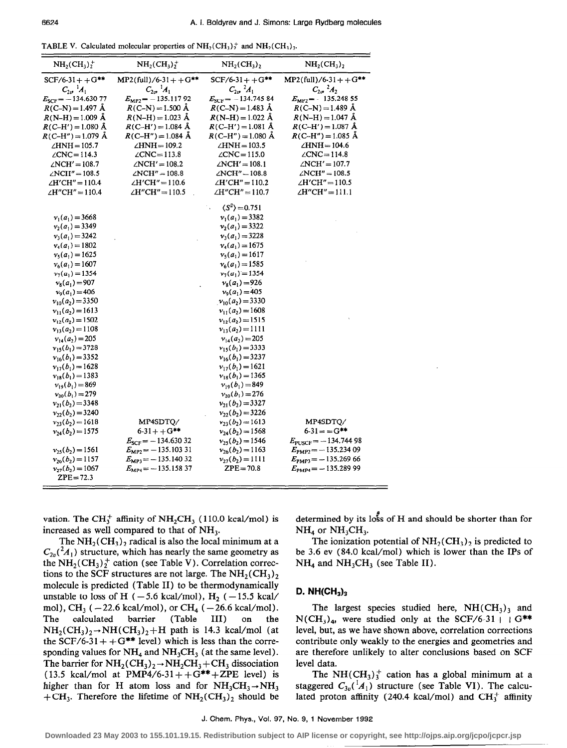TABLE V. Calculated molecular properties of $NH_2(CH_3)_2^+$ and $NH_2(CH_3)_2$.

| $NH_2(CH_3)_2^+$ | $NH_2(CH_3)_2^+$ | $NH_2(CH_3)_2$ | $NH_2(CH_3)_2$ |
|---|---|---|---|
| SCF/6-31++G** | MP2(full)/6-31++G** | SCF/6-31++G** | MP2(full)/6-31++G** |
| $C_{2v}$, $^1A_1$ | $C_{2v}$, $^1A_1$ | $C_{2v}$, $^2A_1$ | $C_{2v}$, $^2A_2$ |
| $E_{SCF}=-134.630\ 77$ | $E_{MP2}=-135.117\ 92$ | $E_{SCF}=-134.745\ 84$ | $E_{MP2}=-135.248\ 55$ |
| $R$(C–N)=1.497 Å | $R$(C–N)=1.500 Å | $R$(C–N)=1.483 Å | $R$(C–N)=1.489 Å |
| $R$(N–H)=1.009 Å | $R$(N–H)=1.023 Å | $R$(N–H)=1.022 Å | $R$(N–H)=1.047 Å |
| $R$(C–H′)=1.080 Å | $R$(C–H′)=1.084 Å | $R$(C–H′)=1.081 Å | $R$(C–H′)=1.087 Å |
| $R$(C–H″)=1.079 Å | $R$(C–H″)=1.084 Å | $R$(C–H″)=1.080 Å | $R$(C–H″)=1.085 Å |
| ∠HNH=105.7 | ∠HNH=109.2 | ∠HNH=103.5 | ∠HNH=104.6 |
| ∠CNC=114.3 | ∠CNC=113.8 | ∠CNC=115.0 | ∠CNC=114.8 |
| ∠NCH′=108.7 | ∠NCH′=108.2 | ∠NCH′=108.1 | ∠NCH′=107.7 |
| ∠NCH″=108.5 | ∠NCH″=108.8 | ∠NCH″=108.8 | ∠NCH″=108.5 |
| ∠H′CH″=110.4 | ∠H′CH″=110.6 | ∠H′CH″=110.2 | ∠H′CH″=110.5 |
| ∠H″CH″=110.4 | ∠H″CH″=110.5 | ∠H″CH″=110.7 | ∠H″CH″=111.1 |
| | | $\langle S^2\rangle=0.751$ | |
| $\nu_1(a_1)=3668$ | | $\nu_1(a_1)=3382$ | |
| $\nu_2(a_1)=3349$ | | $\nu_2(a_1)=3322$ | |
| $\nu_3(a_1)=3242$ | | $\nu_3(a_1)=3228$ | |
| $\nu_4(a_1)=1802$ | | $\nu_4(a_1)=1675$ | |
| $\nu_5(a_1)=1625$ | | $\nu_5(a_1)=1617$ | |
| $\nu_6(a_1)=1607$ | | $\nu_6(a_1)=1585$ | |
| $\nu_7(a_1)=1354$ | | $\nu_7(a_1)=1354$ | |
| $\nu_8(a_1)=907$ | | $\nu_8(a_1)=926$ | |
| $\nu_9(a_1)=406$ | | $\nu_9(a_1)=405$ | |
| $\nu_{10}(a_2)=3350$ | | $\nu_{10}(a_2)=3330$ | |
| $\nu_{11}(a_2)=1613$ | | $\nu_{11}(a_2)=1608$ | |
| $\nu_{12}(a_2)=1502$ | | $\nu_{12}(a_2)=1515$ | |
| $\nu_{13}(a_2)=1108$ | | $\nu_{13}(a_2)=1111$ | |
| $\nu_{14}(a_2)=205$ | | $\nu_{14}(a_2)=205$ | |
| $\nu_{15}(b_1)=3728$ | | $\nu_{15}(b_1)=3333$ | |
| $\nu_{16}(b_1)=3352$ | | $\nu_{16}(b_1)=3237$ | |
| $\nu_{17}(b_1)=1628$ | | $\nu_{17}(b_1)=1621$ | |
| $\nu_{18}(b_1)=1383$ | | $\nu_{18}(b_1)=1365$ | |
| $\nu_{19}(b_1)=869$ | | $\nu_{19}(b_1)=849$ | |
| $\nu_{20}(b_1)=279$ | | $\nu_{20}(b_1)=276$ | |
| $\nu_{21}(b_2)=3348$ | | $\nu_{21}(b_2)=3327$ | |
| $\nu_{22}(b_2)=3240$ | | $\nu_{22}(b_2)=3226$ | |
| $\nu_{23}(b_2)=1618$ | MP4SDTQ/ | $\nu_{23}(b_2)=1613$ | MP4SDTQ/ |
| $\nu_{24}(b_2)=1575$ | 6-31++G** | $\nu_{24}(b_2)=1568$ | 6-31++G** |
| | $E_{SCF}=-134.630\ 32$ | $\nu_{25}(b_2)=1546$ | $E_{PUSCF}=-134.744\ 98$ |
| $\nu_{25}(b_2)=1561$ | $E_{MP2}=-135.103\ 31$ | $\nu_{26}(b_2)=1163$ | $E_{PMP2}=-135.234\ 09$ |
| $\nu_{26}(b_2)=1157$ | $E_{MP3}=-135.140\ 32$ | $\nu_{27}(b_2)=1111$ | $E_{PMP3}=-135.269\ 66$ |
| $\nu_{27}(b_2)=1067$ | $E_{MP4}=-135.158\ 37$ | ZPE=70.8 | $E_{PMP4}=-135.289\ 99$ |
| ZPE=72.3 | | | |

vation. The $CH_3^+$ affinity of $NH_2CH_3$ (110.0 kcal/mol) is increased as well compared to that of $NH_3$.

The $NH_2(CH_3)_2$ radical is also the local minimum at a $C_{2v}(^2A_1)$ structure, which has nearly the same geometry as the $NH_2(CH_3)_2^+$ cation (see Table V). Correlation corrections to the SCF structures are not large. The $NH_2(CH_3)_2$ molecule is predicted (Table II) to be thermodynamically unstable to loss of H (−5.6 kcal/mol), $H_2$ (−15.5 kcal/mol), $CH_3$ (−22.6 kcal/mol), or $CH_4$ (−26.6 kcal/mol). The calculated barrier (Table III) on the $NH_2(CH_3)_2 \rightarrow NH(CH_3)_2+H$ path is 14.3 kcal/mol (at the SCF/6-31++G** level) which is less than the corresponding values for $NH_4$ and $NH_3CH_3$ (at the same level). The barrier for $NH_2(CH_3)_2 \rightarrow NH_2CH_3+CH_3$ dissociation (13.5 kcal/mol at PMP4/6-31++G**+ZPE level) is higher than for H atom loss and for $NH_3CH_3 \rightarrow NH_3+CH_3$. Therefore the lifetime of $NH_2(CH_3)_2$ should be determined by its loss of H and should be shorter than for $NH_4$ or $NH_3CH_3$.

The ionization potential of $NH_2(CH_3)_2$ is predicted to be 3.6 ev (84.0 kcal/mol) which is lower than the IPs of $NH_4$ and $NH_3CH_3$ (see Table II).

## D. $NH(CH_3)_3$

The largest species studied here, $NH(CH_3)_3$ and $N(CH_3)_4$, were studied only at the SCF/6-31++G** level, but, as we have shown above, correlation corrections contribute only weakly to the energies and geometries and are therefore unlikely to alter conclusions based on SCF level data.

The $NH(CH_3)_3^+$ cation has a global minimum at a staggered $C_{3v}(^1A_1)$ structure (see Table VI). The calculated proton affinity (240.4 kcal/mol) and $CH_3^+$ affinity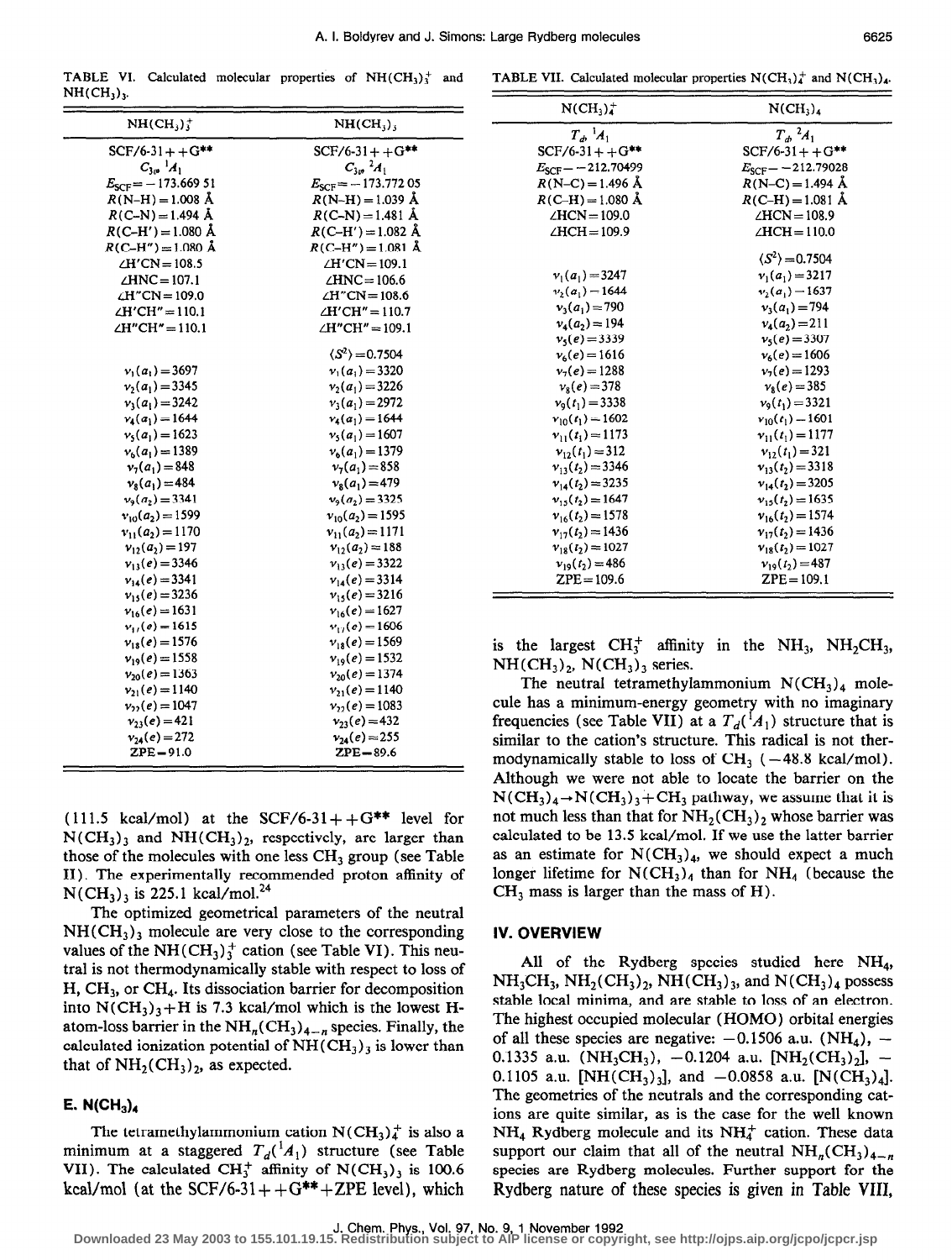TABLE VI. Calculated molecular properties of $NH(CH_3)_3^+$ and $NH(CH_3)_3$.

| $NH(CH_3)_3^+$ | $NH(CH_3)_3$ |
|---|---|
| SCF/6-31++G** | SCF/6-31++G** |
| $C_{3v}$ $^1A_1$ | $C_{3v}$ $^2A_1$ |
| $E_{SCF}=-173.66951$ | $E_{SCF}=-173.77205$ |
| $R$(N–H)=1.008 Å | $R$(N–H)=1.039 Å |
| $R$(C–N)=1.494 Å | $R$(C–N)=1.481 Å |
| $R$(C–H′)=1.080 Å | $R$(C–H′)=1.082 Å |
| $R$(C–H″)=1.080 Å | $R$(C–H″)=1.081 Å |
| ∠H′CN=108.5 | ∠H′CN=109.1 |
| ∠HNC=107.1 | ∠HNC=106.6 |
| ∠H″CN=109.0 | ∠H″CN=108.6 |
| ∠H′CH″=110.1 | ∠H′CH″=110.7 |
| ∠H″CH″=110.1 | ∠H″CH″=109.1 |
| | $\langle S^2\rangle=0.7504$ |
| $\nu_1(a_1)=3697$ | $\nu_1(a_1)=3320$ |
| $\nu_2(a_1)=3345$ | $\nu_2(a_1)=3226$ |
| $\nu_3(a_1)=3242$ | $\nu_3(a_1)=2972$ |
| $\nu_4(a_1)=1644$ | $\nu_4(a_1)=1644$ |
| $\nu_5(a_1)=1623$ | $\nu_5(a_1)=1607$ |
| $\nu_6(a_1)=1389$ | $\nu_6(a_1)=1379$ |
| $\nu_7(a_1)=848$ | $\nu_7(a_1)=858$ |
| $\nu_8(a_1)=484$ | $\nu_8(a_1)=479$ |
| $\nu_9(a_2)=3341$ | $\nu_9(a_2)=3325$ |
| $\nu_{10}(a_2)=1599$ | $\nu_{10}(a_2)=1595$ |
| $\nu_{11}(a_2)=1170$ | $\nu_{11}(a_2)=1171$ |
| $\nu_{12}(a_2)=197$ | $\nu_{12}(a_2)=188$ |
| $\nu_{13}(e)=3346$ | $\nu_{13}(e)=3322$ |
| $\nu_{14}(e)=3341$ | $\nu_{14}(e)=3314$ |
| $\nu_{15}(e)=3236$ | $\nu_{15}(e)=3216$ |
| $\nu_{16}(e)=1631$ | $\nu_{16}(e)=1627$ |
| $\nu_{17}(e)=1615$ | $\nu_{17}(e)=1606$ |
| $\nu_{18}(e)=1576$ | $\nu_{18}(e)=1569$ |
| $\nu_{19}(e)=1558$ | $\nu_{19}(e)=1532$ |
| $\nu_{20}(e)=1363$ | $\nu_{20}(e)=1374$ |
| $\nu_{21}(e)=1140$ | $\nu_{21}(e)=1140$ |
| $\nu_{22}(e)=1047$ | $\nu_{22}(e)=1083$ |
| $\nu_{23}(e)=421$ | $\nu_{23}(e)=432$ |
| $\nu_{24}(e)=272$ | $\nu_{24}(e)=255$ |
| ZPE=91.0 | ZPE=89.6 |

(111.5 kcal/mol) at the SCF/6-31++G** level for $N(CH_3)_3$ and $NH(CH_3)_2$, respectively, are larger than those of the molecules with one less $CH_3$ group (see Table II). The experimentally recommended proton affinity of $N(CH_3)_3$ is 225.1 kcal/mol.[24]

The optimized geometrical parameters of the neutral $NH(CH_3)_3$ molecule are very close to the corresponding values of the $NH(CH_3)_3^+$ cation (see Table VI). This neutral is not thermodynamically stable with respect to loss of H, $CH_3$, or $CH_4$. Its dissociation barrier for decomposition into $N(CH_3)_3$+H is 7.3 kcal/mol which is the lowest H-atom-loss barrier in the $NH_n(CH_3)_{4-n}$ species. Finally, the calculated ionization potential of $NH(CH_3)_3$ is lower than that of $NH_2(CH_3)_2$, as expected.

## E. $N(CH_3)_4$

The tetramethylammonium cation $N(CH_3)_4^+$ is also a minimum at a staggered $T_d(^1A_1)$ structure (see Table VII). The calculated $CH_3^+$ affinity of $N(CH_3)_3$ is 100.6 kcal/mol (at the SCF/6-31++G**+ZPE level), which is the largest $CH_3^+$ affinity in the $NH_3$, $NH_2CH_3$, $NH(CH_3)_2$, $N(CH_3)_3$ series.

TABLE VII. Calculated molecular properties $N(CH_3)_4^+$ and $N(CH_3)_4$.

| $N(CH_3)_4^+$ | $N(CH_3)_4$ |
|---|---|
| $T_d$ $^1A_1$ | $T_d$ $^2A_1$ |
| SCF/6-31++G** | SCF/6-31++G** |
| $E_{SCF}=-212.70499$ | $E_{SCF}=-212.79028$ |
| $R$(N–C)=1.496 Å | $R$(N–C)=1.494 Å |
| $R$(C–H)=1.080 Å | $R$(C–H)=1.081 Å |
| ∠HCN=109.0 | ∠HCN=108.9 |
| ∠HCH=109.9 | ∠HCH=110.0 |
| | $\langle S^2\rangle=0.7504$ |
| $\nu_1(a_1)=3247$ | $\nu_1(a_1)=3217$ |
| $\nu_2(a_1)=1644$ | $\nu_2(a_1)=1637$ |
| $\nu_3(a_1)=790$ | $\nu_3(a_1)=794$ |
| $\nu_4(a_2)=194$ | $\nu_4(a_2)=211$ |
| $\nu_5(e)=3339$ | $\nu_5(e)=3307$ |
| $\nu_6(e)=1616$ | $\nu_6(e)=1606$ |
| $\nu_7(e)=1288$ | $\nu_7(e)=1293$ |
| $\nu_8(e)=378$ | $\nu_8(e)=385$ |
| $\nu_9(t_1)=3338$ | $\nu_9(t_1)=3321$ |
| $\nu_{10}(t_1)=1602$ | $\nu_{10}(t_1)=1601$ |
| $\nu_{11}(t_1)=1173$ | $\nu_{11}(t_1)=1177$ |
| $\nu_{12}(t_1)=312$ | $\nu_{12}(t_1)=321$ |
| $\nu_{13}(t_2)=3346$ | $\nu_{13}(t_2)=3318$ |
| $\nu_{14}(t_2)=3235$ | $\nu_{14}(t_2)=3205$ |
| $\nu_{15}(t_2)=1647$ | $\nu_{15}(t_2)=1635$ |
| $\nu_{16}(t_2)=1578$ | $\nu_{16}(t_2)=1574$ |
| $\nu_{17}(t_2)=1436$ | $\nu_{17}(t_2)=1436$ |
| $\nu_{18}(t_2)=1027$ | $\nu_{18}(t_2)=1027$ |
| $\nu_{19}(t_2)=486$ | $\nu_{19}(t_2)=487$ |
| ZPE=109.6 | ZPE=109.1 |

The neutral tetramethylammonium $N(CH_3)_4$ molecule has a minimum-energy geometry with no imaginary frequencies (see Table VII) at a $T_d(^1A_1)$ structure that is similar to the cation's structure. This radical is not thermodynamically stable to loss of $CH_3$ (−48.8 kcal/mol). Although we were not able to locate the barrier on the $N(CH_3)_4 \rightarrow N(CH_3)_3+CH_3$ pathway, we assume that it is not much less than that for $NH_2(CH_3)_2$ whose barrier was calculated to be 13.5 kcal/mol. If we use the latter barrier as an estimate for $N(CH_3)_4$, we should expect a much longer lifetime for $N(CH_3)_4$ than for $NH_4$ (because the $CH_3$ mass is larger than the mass of H).

# IV. OVERVIEW

All of the Rydberg species studied here $NH_4$, $NH_3CH_3$, $NH_2(CH_3)_2$, $NH(CH_3)_3$, and $N(CH_3)_4$ possess stable local minima, and are stable to loss of an electron. The highest occupied molecular (HOMO) orbital energies of all these species are negative: −0.1506 a.u. ($NH_4$), −0.1335 a.u. ($NH_3CH_3$), −0.1204 a.u. [$NH_2(CH_3)_2$], −0.1105 a.u. [$NH(CH_3)_3$], and −0.0858 a.u. [$N(CH_3)_4$]. The geometries of the neutrals and the corresponding cations are quite similar, as is the case for the well known $NH_4$ Rydberg molecule and its $NH_4^+$ cation. These data support our claim that all of the neutral $NH_n(CH_3)_{4-n}$ species are Rydberg molecules. Further support for the Rydberg nature of these species is given in Table VIII,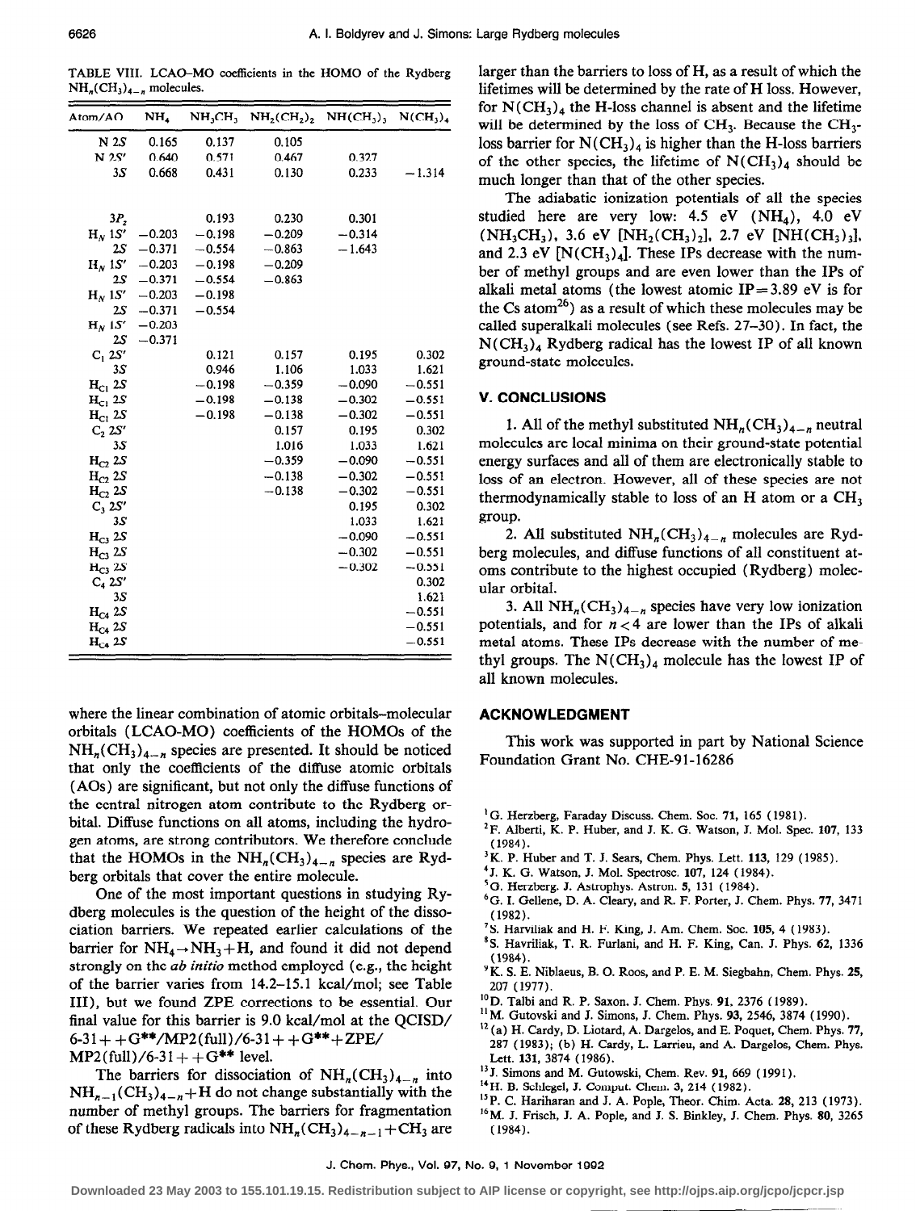TABLE VIII. LCAO–MO coefficients in the HOMO of the Rydberg $NH_n(CH_3)_{4-n}$ molecules.

| Atom/AO | $NH_4$ | $NH_3CH_3$ | $NH_2(CH_3)_2$ | $NH(CH_3)_3$ | $N(CH_3)_4$ |
|---|---|---|---|---|---|
| N 2S | 0.165 | 0.137 | 0.105 | | |
| N 2S′ | 0.640 | 0.571 | 0.467 | 0.327 | |
| 3S | 0.668 | 0.431 | 0.130 | 0.233 | −1.314 |
| $3P_z$ | | 0.193 | 0.230 | 0.301 | |
| $H_N$ 1S′ | −0.203 | −0.198 | −0.209 | −0.314 | |
| 2S | −0.371 | −0.554 | −0.863 | −1.643 | |
| $H_N$ 1S′ | −0.203 | −0.198 | −0.209 | | |
| 2S | −0.371 | −0.554 | −0.863 | | |
| $H_N$ 1S′ | −0.203 | −0.198 | | | |
| 2S | −0.371 | −0.554 | | | |
| $H_N$ 1S′ | −0.203 | | | | |
| 2S | −0.371 | | | | |
| $C_1$ 2S′ | | 0.121 | 0.157 | 0.195 | 0.302 |
| 3S | | 0.946 | 1.106 | 1.033 | 1.621 |
| $H_{C1}$ 2S | | −0.198 | −0.359 | −0.090 | −0.551 |
| $H_{C1}$ 2S | | −0.198 | −0.138 | −0.302 | −0.551 |
| $H_{C1}$ 2S | | −0.198 | −0.138 | −0.302 | −0.551 |
| $C_2$ 2S′ | | | 0.157 | 0.195 | 0.302 |
| 3S | | | 1.016 | 1.033 | 1.621 |
| $H_{C2}$ 2S | | | −0.359 | −0.090 | −0.551 |
| $H_{C2}$ 2S | | | −0.138 | −0.302 | −0.551 |
| $H_{C2}$ 2S | | | −0.138 | −0.302 | −0.551 |
| $C_3$ 2S′ | | | | 0.195 | 0.302 |
| 3S | | | | 1.033 | 1.621 |
| $H_{C3}$ 2S | | | | −0.090 | −0.551 |
| $H_{C3}$ 2S | | | | −0.302 | −0.551 |
| $H_{C3}$ 2S | | | | −0.302 | −0.551 |
| $C_4$ 2S′ | | | | | 0.302 |
| 3S | | | | | 1.621 |
| $H_{C4}$ 2S | | | | | −0.551 |
| $H_{C4}$ 2S | | | | | −0.551 |
| $H_{C4}$ 2S | | | | | −0.551 |

where the linear combination of atomic orbitals–molecular orbitals (LCAO-MO) coefficients of the HOMOs of the $NH_n(CH_3)_{4-n}$ species are presented. It should be noticed that only the coefficients of the diffuse atomic orbitals (AOs) are significant, but not only the diffuse functions of the central nitrogen atom contribute to the Rydberg orbital. Diffuse functions on all atoms, including the hydrogen atoms, are strong contributors. We therefore conclude that the HOMOs in the $NH_n(CH_3)_{4-n}$ species are Rydberg orbitals that cover the entire molecule.

One of the most important questions in studying Rydberg molecules is the question of the height of the dissociation barriers. We repeated earlier calculations of the barrier for $NH_4 \rightarrow NH_3 + H$, and found it did not depend strongly on the *ab initio* method employed (e.g., the height of the barrier varies from 14.2–15.1 kcal/mol; see Table III), but we found ZPE corrections to be essential. Our final value for this barrier is 9.0 kcal/mol at the QCISD/6-31++G**/MP2(full)/6-31++G**+ZPE/MP2(full)/6-31++G** level.

The barriers for dissociation of $NH_n(CH_3)_{4-n}$ into $NH_{n-1}(CH_3)_{4-n}+H$ do not change substantially with the number of methyl groups. The barriers for fragmentation of these Rydberg radicals into $NH_n(CH_3)_{4-n-1}+CH_3$ are larger than the barriers to loss of H, as a result of which the lifetimes will be determined by the rate of H loss. However, for $N(CH_3)_4$ the H-loss channel is absent and the lifetime will be determined by the loss of $CH_3$. Because the $CH_3$-loss barrier for $N(CH_3)_4$ is higher than the H-loss barriers of the other species, the lifetime of $N(CH_3)_4$ should be much longer than that of the other species.

The adiabatic ionization potentials of all the species studied here are very low: 4.5 eV ($NH_4$), 4.0 eV ($NH_3CH_3$), 3.6 eV [$NH_2(CH_3)_2$], 2.7 eV [$NH(CH_3)_3$], and 2.3 eV [$N(CH_3)_4$]. These IPs decrease with the number of methyl groups and are even lower than the IPs of alkali metal atoms (the lowest atomic IP = 3.89 eV is for the Cs atom[26]) as a result of which these molecules may be called superalkali molecules (see Refs. 27–30). In fact, the $N(CH_3)_4$ Rydberg radical has the lowest IP of all known ground-state molecules.

## V. CONCLUSIONS

1. All of the methyl substituted $NH_n(CH_3)_{4-n}$ neutral molecules are local minima on their ground-state potential energy surfaces and all of them are electronically stable to loss of an electron. However, all of these species are not thermodynamically stable to loss of an H atom or a $CH_3$ group.

2. All substituted $NH_n(CH_3)_{4-n}$ molecules are Rydberg molecules, and diffuse functions of all constituent atoms contribute to the highest occupied (Rydberg) molecular orbital.

3. All $NH_n(CH_3)_{4-n}$ species have very low ionization potentials, and for $n<4$ are lower than the IPs of alkali metal atoms. These IPs decrease with the number of methyl groups. The $N(CH_3)_4$ molecule has the lowest IP of all known molecules.

## ACKNOWLEDGMENT

This work was supported in part by National Science Foundation Grant No. CHE-91-16286

[1] G. Herzberg, Faraday Discuss. Chem. Soc. **71**, 165 (1981).
[2] F. Alberti, K. P. Huber, and J. K. G. Watson, J. Mol. Spec. **107**, 133 (1984).
[3] K. P. Huber and T. J. Sears, Chem. Phys. Lett. **113**, 129 (1985).
[4] J. K. G. Watson, J. Mol. Spectrosc. **107**, 124 (1984).
[5] G. Herzberg, J. Astrophys. Astron. **5**, 131 (1984).
[6] G. I. Gellene, D. A. Cleary, and R. F. Porter, J. Chem. Phys. **77**, 3471 (1982).
[7] S. Harviliak and H. F. King, J. Am. Chem. Soc. **105**, 4 (1983).
[8] S. Havriliak, T. R. Furlani, and H. F. King, Can. J. Phys. **62**, 1336 (1984).
[9] K. S. E. Niblaeus, B. O. Roos, and P. E. M. Siegbahn, Chem. Phys. **25**, 207 (1977).
[10] D. Talbi and R. P. Saxon, J. Chem. Phys. **91**, 2376 (1989).
[11] M. Gutovski and J. Simons, J. Chem. Phys. **93**, 2546, 3874 (1990).
[12] (a) H. Cardy, D. Liotard, A. Dargelos, and E. Poquet, Chem. Phys. **77**, 287 (1983); (b) H. Cardy, L. Larrieu, and A. Dargelos, Chem. Phys. Lett. **131**, 3874 (1986).
[13] J. Simons and M. Gutowski, Chem. Rev. **91**, 669 (1991).
[14] H. B. Schlegel, J. Comput. Chem. **3**, 214 (1982).
[15] P. C. Hariharan and J. A. Pople, Theor. Chim. Acta. **28**, 213 (1973).
[16] M. J. Frisch, J. A. Pople, and J. S. Binkley, J. Chem. Phys. **80**, 3265 (1984).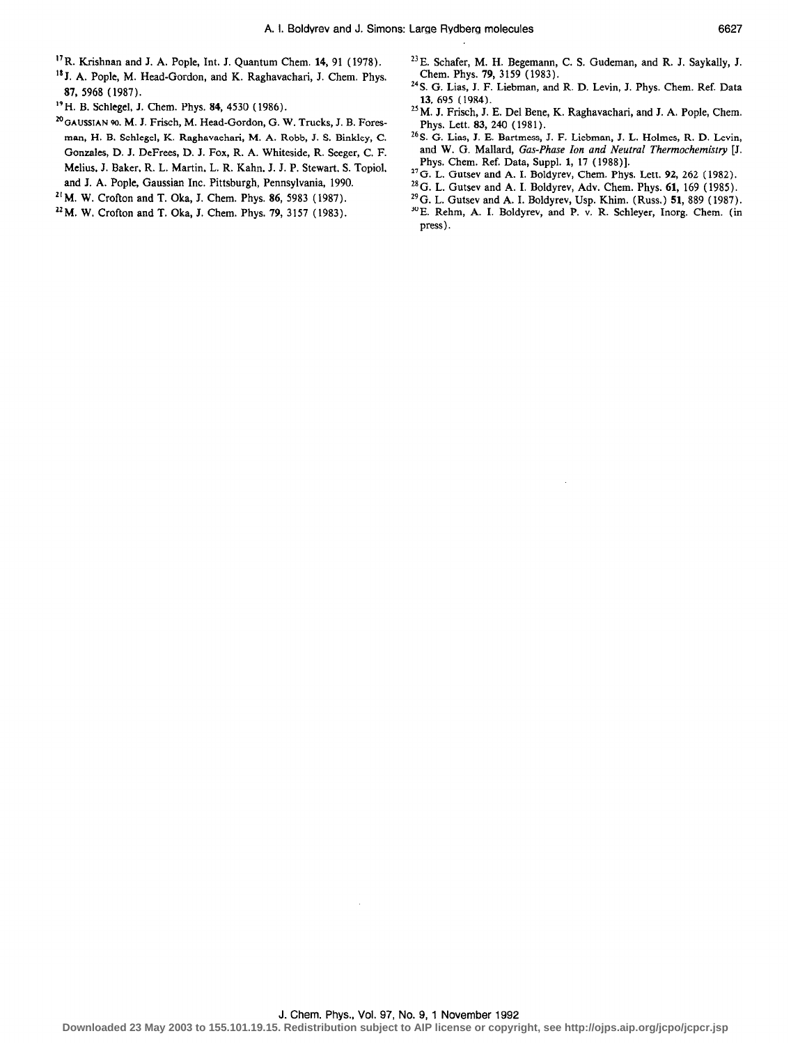[17] R. Krishnan and J. A. Pople, Int. J. Quantum Chem. **14**, 91 (1978).

[18] J. A. Pople, M. Head-Gordon, and K. Raghavachari, J. Chem. Phys. **87**, 5968 (1987).

[19] H. B. Schlegel, J. Chem. Phys. **84**, 4530 (1986).

[20] GAUSSIAN 90. M. J. Frisch, M. Head-Gordon, G. W. Trucks, J. B. Foresman, H. B. Schlegel, K. Raghavachari, M. A. Robb, J. S. Binkley, C. Gonzales, D. J. DeFrees, D. J. Fox, R. A. Whiteside, R. Seeger, C. F. Melius, J. Baker, R. L. Martin, L. R. Kahn, J. J. P. Stewart, S. Topiol, and J. A. Pople, Gaussian Inc. Pittsburgh, Pennsylvania, 1990.

[21] M. W. Crofton and T. Oka, J. Chem. Phys. **86**, 5983 (1987).

[22] M. W. Crofton and T. Oka, J. Chem. Phys. **79**, 3157 (1983).

[23] E. Schafer, M. H. Begemann, C. S. Gudeman, and R. J. Saykally, J. Chem. Phys. **79**, 3159 (1983).

[24] S. G. Lias, J. F. Liebman, and R. D. Levin, J. Phys. Chem. Ref. Data **13**, 695 (1984).

[25] M. J. Frisch, J. E. Del Bene, K. Raghavachari, and J. A. Pople, Chem. Phys. Lett. **83**, 240 (1981).

[26] S. G. Lias, J. E. Bartmess, J. F. Liebman, J. L. Holmes, R. D. Levin, and W. G. Mallard, *Gas-Phase Ion and Neutral Thermochemistry* [J. Phys. Chem. Ref. Data, Suppl. **1**, 17 (1988)].

[27] G. L. Gutsev and A. I. Boldyrev, Chem. Phys. Lett. **92**, 262 (1982).

[28] G. L. Gutsev and A. I. Boldyrev, Adv. Chem. Phys. **61**, 169 (1985).

[29] G. L. Gutsev and A. I. Boldyrev, Usp. Khim. (Russ.) **51**, 889 (1987).

[30] E. Rehm, A. I. Boldyrev, and P. v. R. Schleyer, Inorg. Chem. (in press).